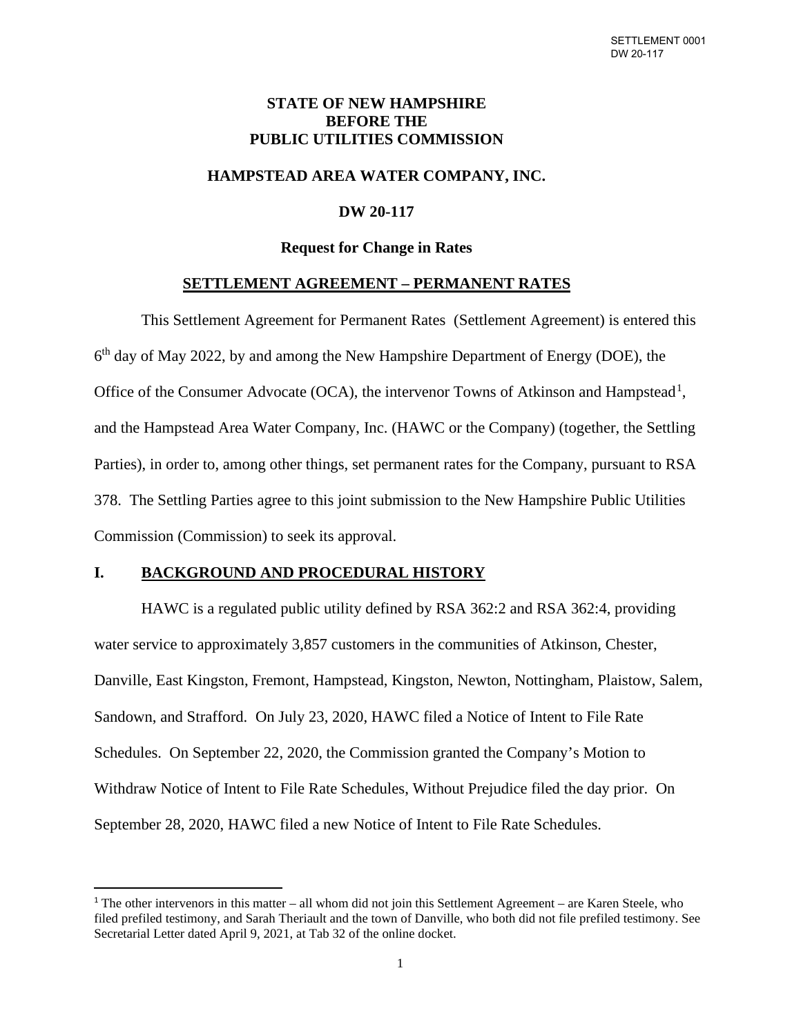**STATE OF NEW HAMPSHIRE**
**BEFORE THE**
**PUBLIC UTILITIES COMMISSION**

**HAMPSTEAD AREA WATER COMPANY, INC.**

**DW 20-117**

**Request for Change in Rates**

**SETTLEMENT AGREEMENT – PERMANENT RATES**

This Settlement Agreement for Permanent Rates (Settlement Agreement) is entered this 6th day of May 2022, by and among the New Hampshire Department of Energy (DOE), the Office of the Consumer Advocate (OCA), the intervenor Towns of Atkinson and Hampstead[1], and the Hampstead Area Water Company, Inc. (HAWC or the Company) (together, the Settling Parties), in order to, among other things, set permanent rates for the Company, pursuant to RSA 378. The Settling Parties agree to this joint submission to the New Hampshire Public Utilities Commission (Commission) to seek its approval.

## I. BACKGROUND AND PROCEDURAL HISTORY

HAWC is a regulated public utility defined by RSA 362:2 and RSA 362:4, providing water service to approximately 3,857 customers in the communities of Atkinson, Chester, Danville, East Kingston, Fremont, Hampstead, Kingston, Newton, Nottingham, Plaistow, Salem, Sandown, and Strafford. On July 23, 2020, HAWC filed a Notice of Intent to File Rate Schedules. On September 22, 2020, the Commission granted the Company's Motion to Withdraw Notice of Intent to File Rate Schedules, Without Prejudice filed the day prior. On September 28, 2020, HAWC filed a new Notice of Intent to File Rate Schedules.

[1] The other intervenors in this matter – all whom did not join this Settlement Agreement – are Karen Steele, who filed prefiled testimony, and Sarah Theriault and the town of Danville, who both did not file prefiled testimony. See Secretarial Letter dated April 9, 2021, at Tab 32 of the online docket.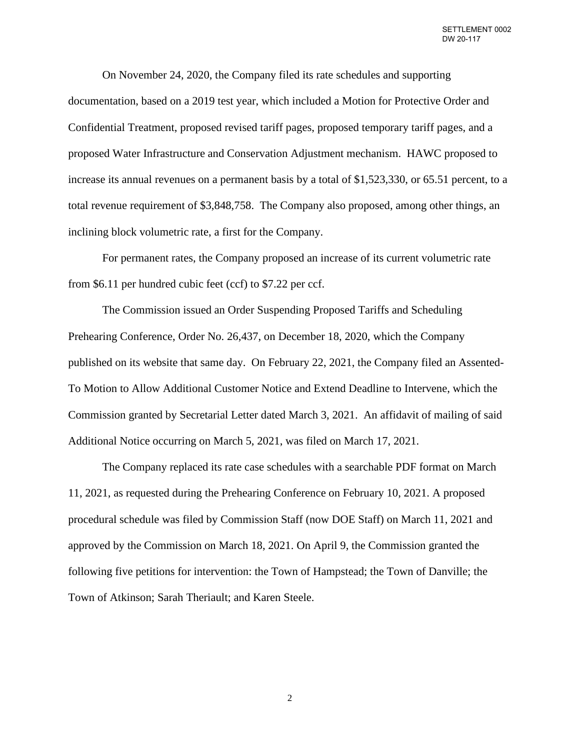On November 24, 2020, the Company filed its rate schedules and supporting documentation, based on a 2019 test year, which included a Motion for Protective Order and Confidential Treatment, proposed revised tariff pages, proposed temporary tariff pages, and a proposed Water Infrastructure and Conservation Adjustment mechanism. HAWC proposed to increase its annual revenues on a permanent basis by a total of $1,523,330, or 65.51 percent, to a total revenue requirement of $3,848,758. The Company also proposed, among other things, an inclining block volumetric rate, a first for the Company.

For permanent rates, the Company proposed an increase of its current volumetric rate from $6.11 per hundred cubic feet (ccf) to $7.22 per ccf.

The Commission issued an Order Suspending Proposed Tariffs and Scheduling Prehearing Conference, Order No. 26,437, on December 18, 2020, which the Company published on its website that same day. On February 22, 2021, the Company filed an Assented-To Motion to Allow Additional Customer Notice and Extend Deadline to Intervene, which the Commission granted by Secretarial Letter dated March 3, 2021. An affidavit of mailing of said Additional Notice occurring on March 5, 2021, was filed on March 17, 2021.

The Company replaced its rate case schedules with a searchable PDF format on March 11, 2021, as requested during the Prehearing Conference on February 10, 2021. A proposed procedural schedule was filed by Commission Staff (now DOE Staff) on March 11, 2021 and approved by the Commission on March 18, 2021. On April 9, the Commission granted the following five petitions for intervention: the Town of Hampstead; the Town of Danville; the Town of Atkinson; Sarah Theriault; and Karen Steele.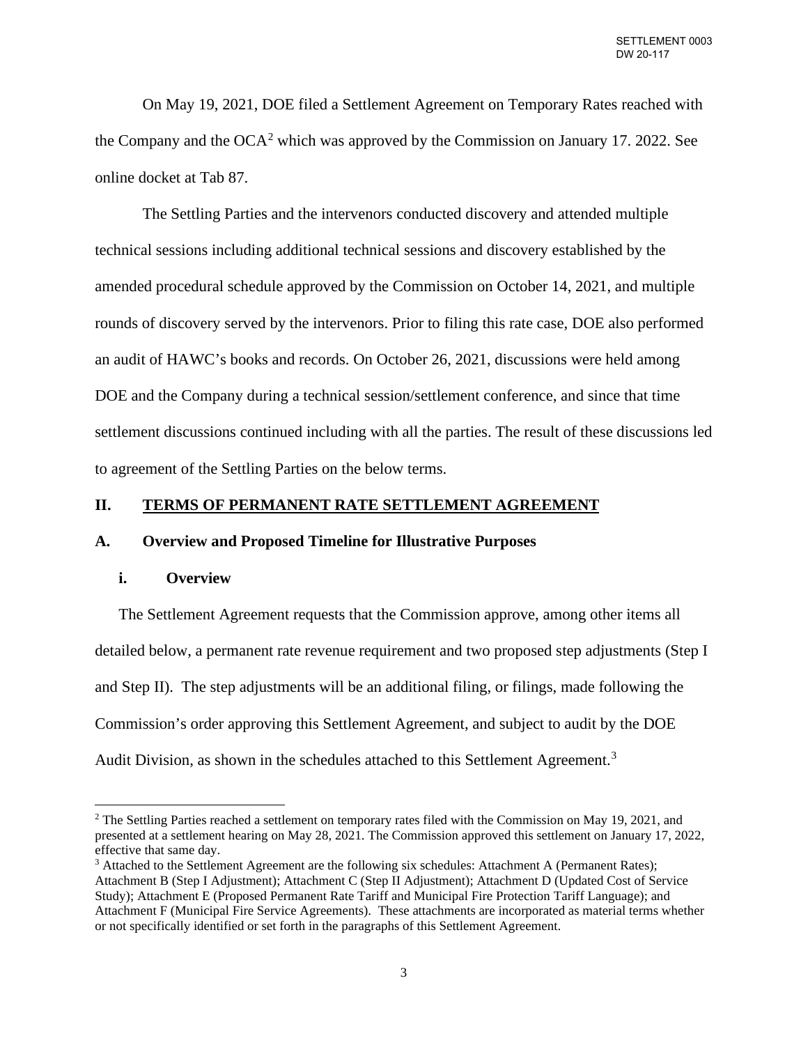On May 19, 2021, DOE filed a Settlement Agreement on Temporary Rates reached with the Company and the OCA[2] which was approved by the Commission on January 17. 2022. See online docket at Tab 87.

The Settling Parties and the intervenors conducted discovery and attended multiple technical sessions including additional technical sessions and discovery established by the amended procedural schedule approved by the Commission on October 14, 2021, and multiple rounds of discovery served by the intervenors. Prior to filing this rate case, DOE also performed an audit of HAWC's books and records. On October 26, 2021, discussions were held among DOE and the Company during a technical session/settlement conference, and since that time settlement discussions continued including with all the parties. The result of these discussions led to agreement of the Settling Parties on the below terms.

## II. <u>TERMS OF PERMANENT RATE SETTLEMENT AGREEMENT</u>

### A. Overview and Proposed Timeline for Illustrative Purposes

#### i. Overview

The Settlement Agreement requests that the Commission approve, among other items all detailed below, a permanent rate revenue requirement and two proposed step adjustments (Step I and Step II). The step adjustments will be an additional filing, or filings, made following the Commission's order approving this Settlement Agreement, and subject to audit by the DOE Audit Division, as shown in the schedules attached to this Settlement Agreement.[3]

---

[2] The Settling Parties reached a settlement on temporary rates filed with the Commission on May 19, 2021, and presented at a settlement hearing on May 28, 2021. The Commission approved this settlement on January 17, 2022, effective that same day.

[3] Attached to the Settlement Agreement are the following six schedules: Attachment A (Permanent Rates); Attachment B (Step I Adjustment); Attachment C (Step II Adjustment); Attachment D (Updated Cost of Service Study); Attachment E (Proposed Permanent Rate Tariff and Municipal Fire Protection Tariff Language); and Attachment F (Municipal Fire Service Agreements). These attachments are incorporated as material terms whether or not specifically identified or set forth in the paragraphs of this Settlement Agreement.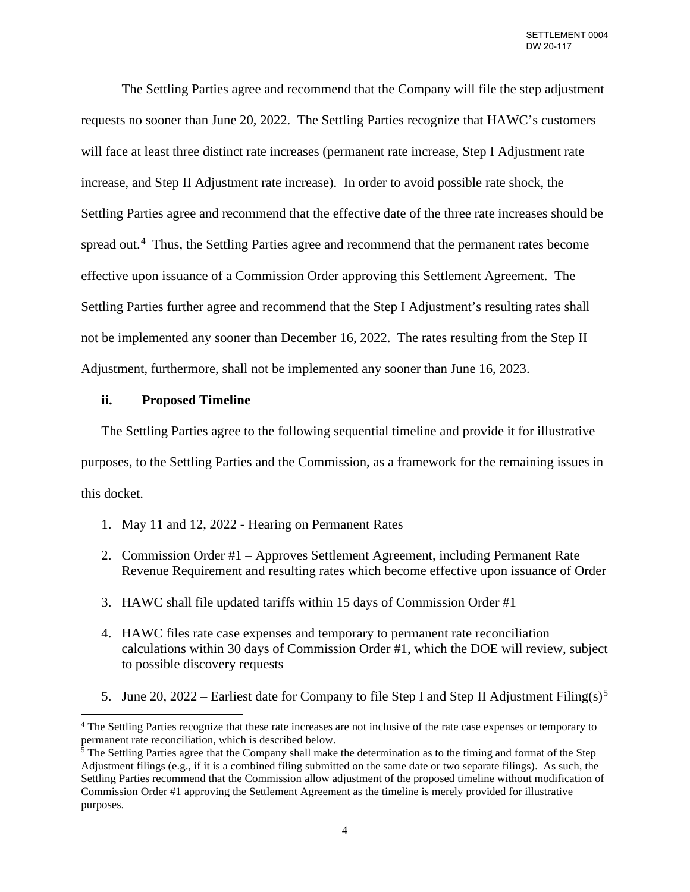The Settling Parties agree and recommend that the Company will file the step adjustment requests no sooner than June 20, 2022. The Settling Parties recognize that HAWC's customers will face at least three distinct rate increases (permanent rate increase, Step I Adjustment rate increase, and Step II Adjustment rate increase). In order to avoid possible rate shock, the Settling Parties agree and recommend that the effective date of the three rate increases should be spread out.[4] Thus, the Settling Parties agree and recommend that the permanent rates become effective upon issuance of a Commission Order approving this Settlement Agreement. The Settling Parties further agree and recommend that the Step I Adjustment's resulting rates shall not be implemented any sooner than December 16, 2022. The rates resulting from the Step II Adjustment, furthermore, shall not be implemented any sooner than June 16, 2023.

**ii. Proposed Timeline**

The Settling Parties agree to the following sequential timeline and provide it for illustrative purposes, to the Settling Parties and the Commission, as a framework for the remaining issues in this docket.

1. May 11 and 12, 2022 - Hearing on Permanent Rates
2. Commission Order #1 – Approves Settlement Agreement, including Permanent Rate Revenue Requirement and resulting rates which become effective upon issuance of Order
3. HAWC shall file updated tariffs within 15 days of Commission Order #1
4. HAWC files rate case expenses and temporary to permanent rate reconciliation calculations within 30 days of Commission Order #1, which the DOE will review, subject to possible discovery requests
5. June 20, 2022 – Earliest date for Company to file Step I and Step II Adjustment Filing(s)[5]

---

[4] The Settling Parties recognize that these rate increases are not inclusive of the rate case expenses or temporary to permanent rate reconciliation, which is described below.

[5] The Settling Parties agree that the Company shall make the determination as to the timing and format of the Step Adjustment filings (e.g., if it is a combined filing submitted on the same date or two separate filings). As such, the Settling Parties recommend that the Commission allow adjustment of the proposed timeline without modification of Commission Order #1 approving the Settlement Agreement as the timeline is merely provided for illustrative purposes.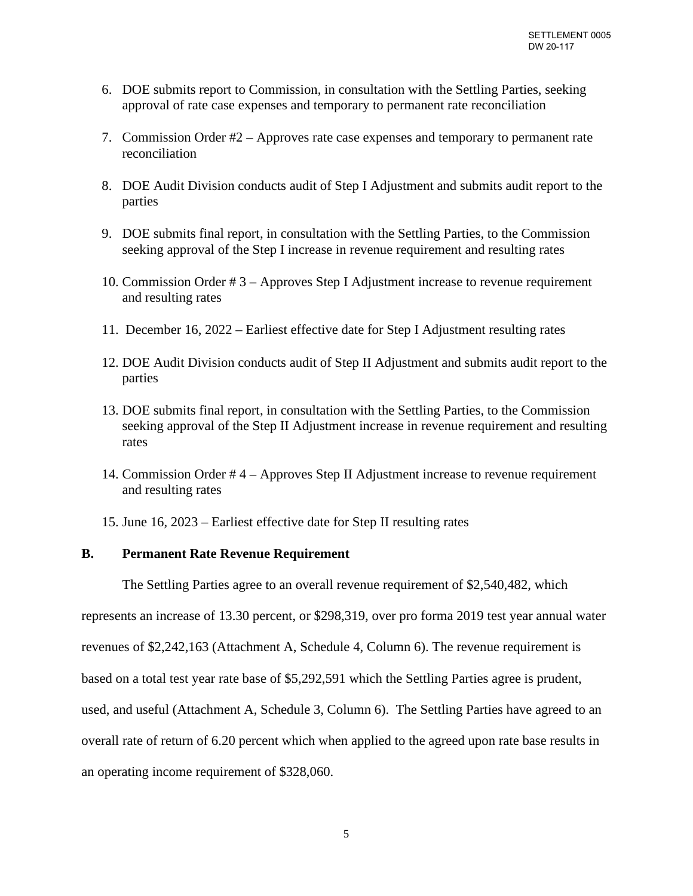6. DOE submits report to Commission, in consultation with the Settling Parties, seeking approval of rate case expenses and temporary to permanent rate reconciliation

7. Commission Order #2 – Approves rate case expenses and temporary to permanent rate reconciliation

8. DOE Audit Division conducts audit of Step I Adjustment and submits audit report to the parties

9. DOE submits final report, in consultation with the Settling Parties, to the Commission seeking approval of the Step I increase in revenue requirement and resulting rates

10. Commission Order # 3 – Approves Step I Adjustment increase to revenue requirement and resulting rates

11. December 16, 2022 – Earliest effective date for Step I Adjustment resulting rates

12. DOE Audit Division conducts audit of Step II Adjustment and submits audit report to the parties

13. DOE submits final report, in consultation with the Settling Parties, to the Commission seeking approval of the Step II Adjustment increase in revenue requirement and resulting rates

14. Commission Order # 4 – Approves Step II Adjustment increase to revenue requirement and resulting rates

15. June 16, 2023 – Earliest effective date for Step II resulting rates

## B. Permanent Rate Revenue Requirement

The Settling Parties agree to an overall revenue requirement of $2,540,482, which represents an increase of 13.30 percent, or $298,319, over pro forma 2019 test year annual water revenues of $2,242,163 (Attachment A, Schedule 4, Column 6). The revenue requirement is based on a total test year rate base of $5,292,591 which the Settling Parties agree is prudent, used, and useful (Attachment A, Schedule 3, Column 6). The Settling Parties have agreed to an overall rate of return of 6.20 percent which when applied to the agreed upon rate base results in an operating income requirement of $328,060.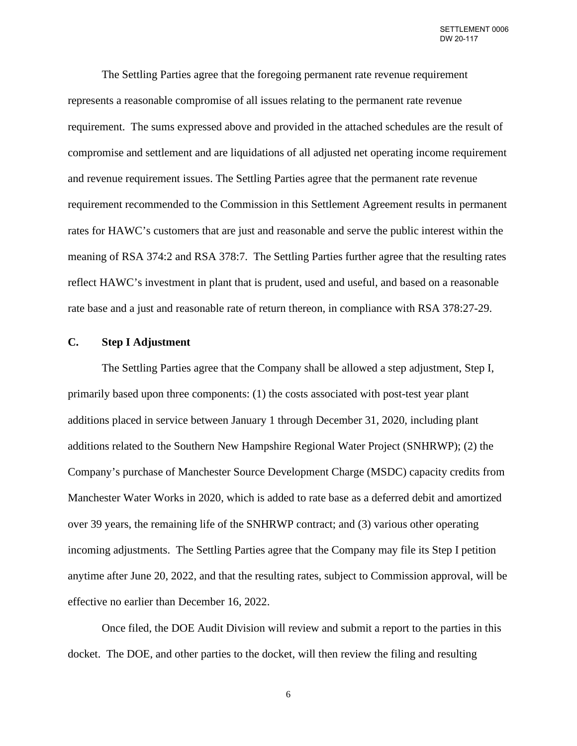The Settling Parties agree that the foregoing permanent rate revenue requirement represents a reasonable compromise of all issues relating to the permanent rate revenue requirement. The sums expressed above and provided in the attached schedules are the result of compromise and settlement and are liquidations of all adjusted net operating income requirement and revenue requirement issues. The Settling Parties agree that the permanent rate revenue requirement recommended to the Commission in this Settlement Agreement results in permanent rates for HAWC's customers that are just and reasonable and serve the public interest within the meaning of RSA 374:2 and RSA 378:7. The Settling Parties further agree that the resulting rates reflect HAWC's investment in plant that is prudent, used and useful, and based on a reasonable rate base and a just and reasonable rate of return thereon, in compliance with RSA 378:27-29.

## C. Step I Adjustment

The Settling Parties agree that the Company shall be allowed a step adjustment, Step I, primarily based upon three components: (1) the costs associated with post-test year plant additions placed in service between January 1 through December 31, 2020, including plant additions related to the Southern New Hampshire Regional Water Project (SNHRWP); (2) the Company's purchase of Manchester Source Development Charge (MSDC) capacity credits from Manchester Water Works in 2020, which is added to rate base as a deferred debit and amortized over 39 years, the remaining life of the SNHRWP contract; and (3) various other operating incoming adjustments. The Settling Parties agree that the Company may file its Step I petition anytime after June 20, 2022, and that the resulting rates, subject to Commission approval, will be effective no earlier than December 16, 2022.

Once filed, the DOE Audit Division will review and submit a report to the parties in this docket. The DOE, and other parties to the docket, will then review the filing and resulting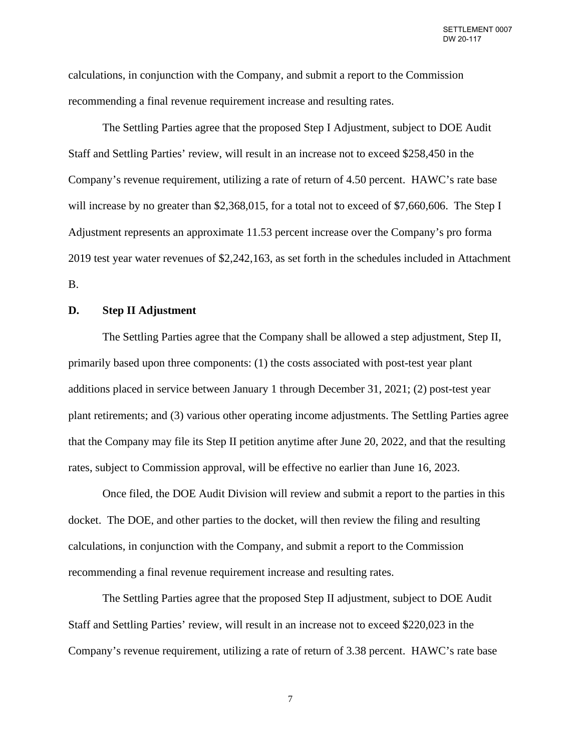calculations, in conjunction with the Company, and submit a report to the Commission recommending a final revenue requirement increase and resulting rates.

The Settling Parties agree that the proposed Step I Adjustment, subject to DOE Audit Staff and Settling Parties' review, will result in an increase not to exceed $258,450 in the Company's revenue requirement, utilizing a rate of return of 4.50 percent. HAWC's rate base will increase by no greater than $2,368,015, for a total not to exceed of $7,660,606. The Step I Adjustment represents an approximate 11.53 percent increase over the Company's pro forma 2019 test year water revenues of $2,242,163, as set forth in the schedules included in Attachment B.

## D. Step II Adjustment

The Settling Parties agree that the Company shall be allowed a step adjustment, Step II, primarily based upon three components: (1) the costs associated with post-test year plant additions placed in service between January 1 through December 31, 2021; (2) post-test year plant retirements; and (3) various other operating income adjustments. The Settling Parties agree that the Company may file its Step II petition anytime after June 20, 2022, and that the resulting rates, subject to Commission approval, will be effective no earlier than June 16, 2023.

Once filed, the DOE Audit Division will review and submit a report to the parties in this docket. The DOE, and other parties to the docket, will then review the filing and resulting calculations, in conjunction with the Company, and submit a report to the Commission recommending a final revenue requirement increase and resulting rates.

The Settling Parties agree that the proposed Step II adjustment, subject to DOE Audit Staff and Settling Parties' review, will result in an increase not to exceed $220,023 in the Company's revenue requirement, utilizing a rate of return of 3.38 percent. HAWC's rate base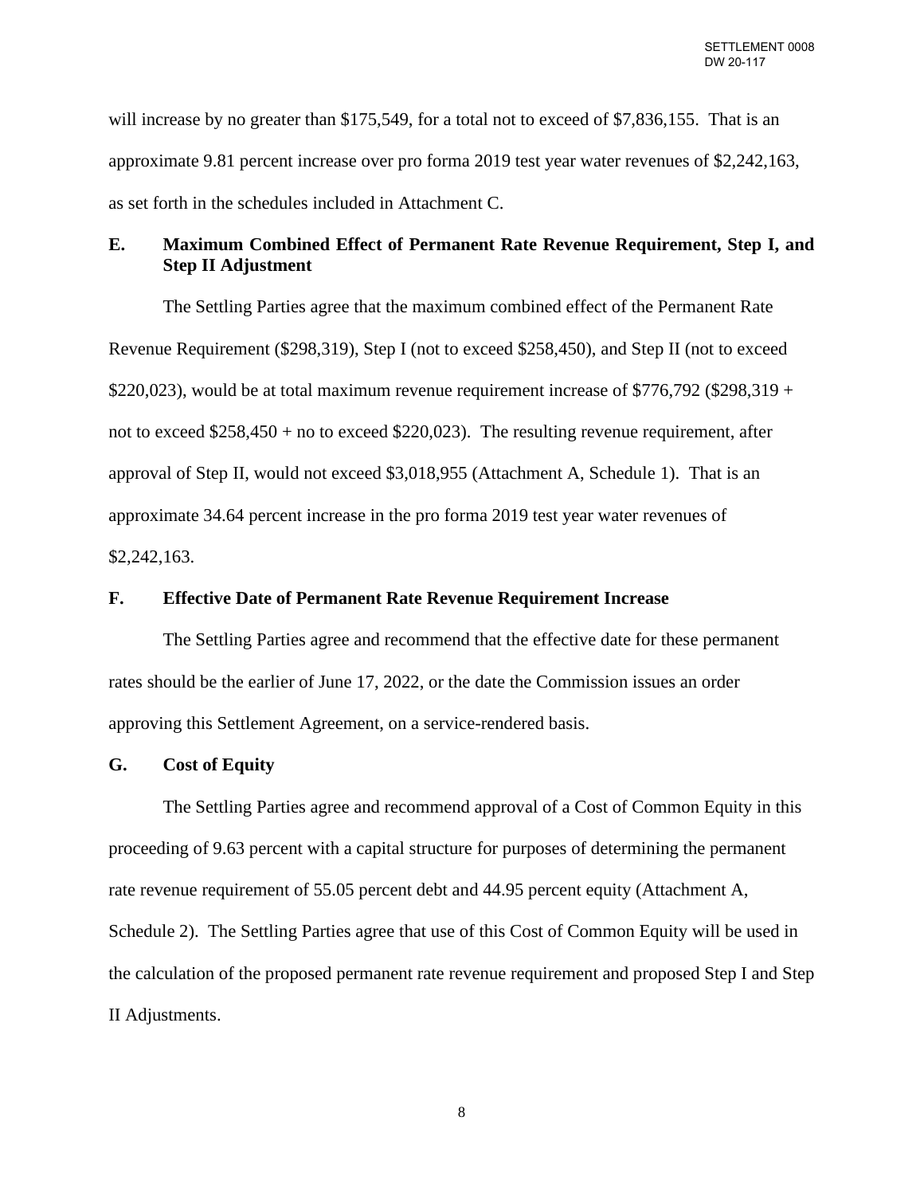will increase by no greater than $175,549, for a total not to exceed of $7,836,155. That is an approximate 9.81 percent increase over pro forma 2019 test year water revenues of $2,242,163, as set forth in the schedules included in Attachment C.

### E. Maximum Combined Effect of Permanent Rate Revenue Requirement, Step I, and Step II Adjustment

The Settling Parties agree that the maximum combined effect of the Permanent Rate Revenue Requirement ($298,319), Step I (not to exceed $258,450), and Step II (not to exceed $220,023), would be at total maximum revenue requirement increase of $776,792 ($298,319 + not to exceed $258,450 + no to exceed $220,023). The resulting revenue requirement, after approval of Step II, would not exceed $3,018,955 (Attachment A, Schedule 1). That is an approximate 34.64 percent increase in the pro forma 2019 test year water revenues of $2,242,163.

### F. Effective Date of Permanent Rate Revenue Requirement Increase

The Settling Parties agree and recommend that the effective date for these permanent rates should be the earlier of June 17, 2022, or the date the Commission issues an order approving this Settlement Agreement, on a service-rendered basis.

### G. Cost of Equity

The Settling Parties agree and recommend approval of a Cost of Common Equity in this proceeding of 9.63 percent with a capital structure for purposes of determining the permanent rate revenue requirement of 55.05 percent debt and 44.95 percent equity (Attachment A, Schedule 2). The Settling Parties agree that use of this Cost of Common Equity will be used in the calculation of the proposed permanent rate revenue requirement and proposed Step I and Step II Adjustments.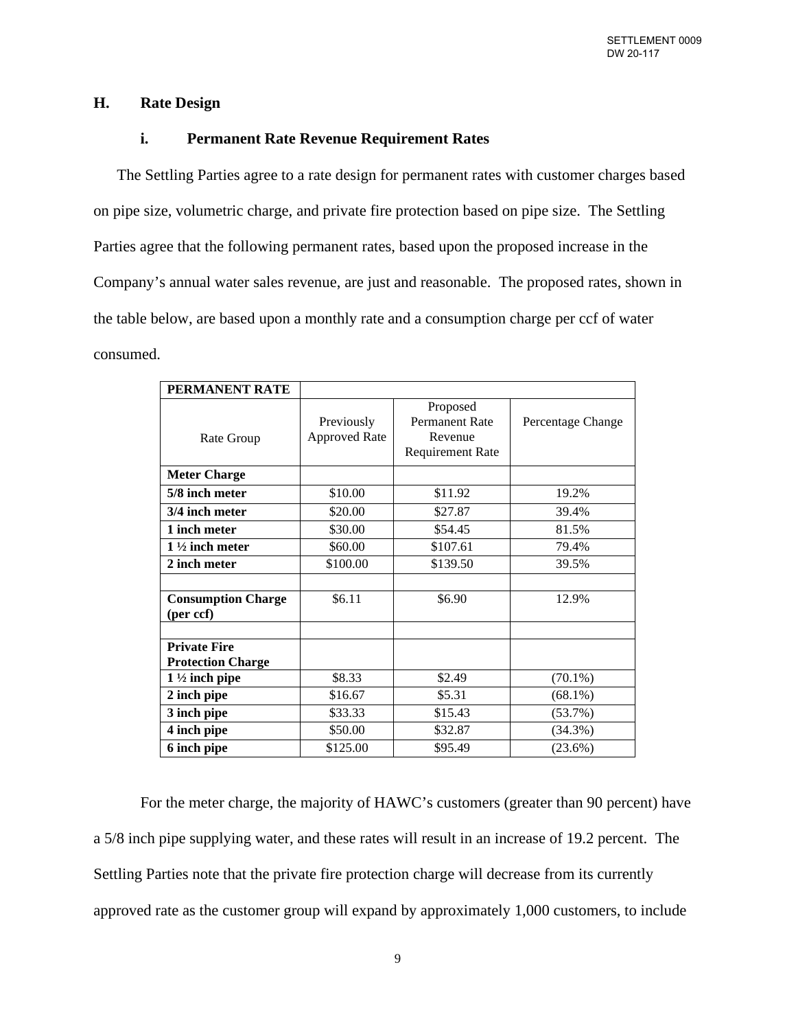### H. Rate Design

#### i. Permanent Rate Revenue Requirement Rates

The Settling Parties agree to a rate design for permanent rates with customer charges based on pipe size, volumetric charge, and private fire protection based on pipe size. The Settling Parties agree that the following permanent rates, based upon the proposed increase in the Company's annual water sales revenue, are just and reasonable. The proposed rates, shown in the table below, are based upon a monthly rate and a consumption charge per ccf of water consumed.

| **PERMANENT RATE** | | | |
|---|---|---|---|
| Rate Group | Previously Approved Rate | Proposed Permanent Rate Revenue Requirement Rate | Percentage Change |
| **Meter Charge** | | | |
| **5/8 inch meter** | $10.00 | $11.92 | 19.2% |
| **3/4 inch meter** | $20.00 | $27.87 | 39.4% |
| **1 inch meter** | $30.00 | $54.45 | 81.5% |
| **1 ½ inch meter** | $60.00 | $107.61 | 79.4% |
| **2 inch meter** | $100.00 | $139.50 | 39.5% |
| | | | |
| **Consumption Charge (per ccf)** | $6.11 | $6.90 | 12.9% |
| | | | |
| **Private Fire Protection Charge** | | | |
| **1 ½ inch pipe** | $8.33 | $2.49 | (70.1%) |
| **2 inch pipe** | $16.67 | $5.31 | (68.1%) |
| **3 inch pipe** | $33.33 | $15.43 | (53.7%) |
| **4 inch pipe** | $50.00 | $32.87 | (34.3%) |
| **6 inch pipe** | $125.00 | $95.49 | (23.6%) |

For the meter charge, the majority of HAWC's customers (greater than 90 percent) have a 5/8 inch pipe supplying water, and these rates will result in an increase of 19.2 percent. The Settling Parties note that the private fire protection charge will decrease from its currently approved rate as the customer group will expand by approximately 1,000 customers, to include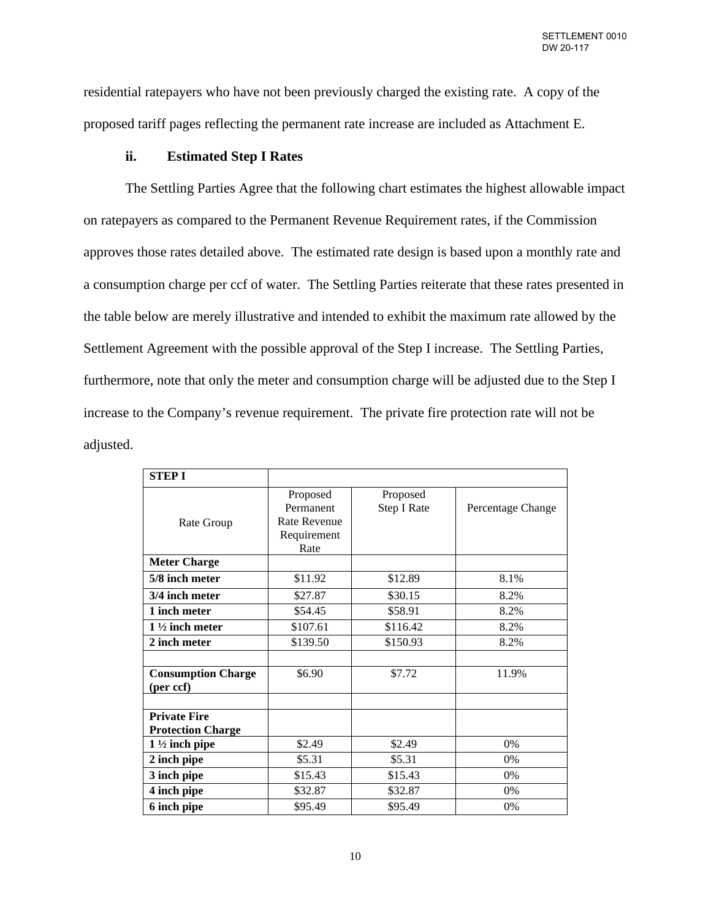residential ratepayers who have not been previously charged the existing rate. A copy of the proposed tariff pages reflecting the permanent rate increase are included as Attachment E.

### ii. Estimated Step I Rates

The Settling Parties Agree that the following chart estimates the highest allowable impact on ratepayers as compared to the Permanent Revenue Requirement rates, if the Commission approves those rates detailed above. The estimated rate design is based upon a monthly rate and a consumption charge per ccf of water. The Settling Parties reiterate that these rates presented in the table below are merely illustrative and intended to exhibit the maximum rate allowed by the Settlement Agreement with the possible approval of the Step I increase. The Settling Parties, furthermore, note that only the meter and consumption charge will be adjusted due to the Step I increase to the Company's revenue requirement. The private fire protection rate will not be adjusted.

| **STEP I** | | | |
|---|---|---|---|
| Rate Group | Proposed Permanent Rate Revenue Requirement Rate | Proposed Step I Rate | Percentage Change |
| **Meter Charge** | | | |
| **5/8 inch meter** | $11.92 | $12.89 | 8.1% |
| **3/4 inch meter** | $27.87 | $30.15 | 8.2% |
| **1 inch meter** | $54.45 | $58.91 | 8.2% |
| **1 ½ inch meter** | $107.61 | $116.42 | 8.2% |
| **2 inch meter** | $139.50 | $150.93 | 8.2% |
| | | | |
| **Consumption Charge (per ccf)** | $6.90 | $7.72 | 11.9% |
| | | | |
| **Private Fire Protection Charge** | | | |
| **1 ½ inch pipe** | $2.49 | $2.49 | 0% |
| **2 inch pipe** | $5.31 | $5.31 | 0% |
| **3 inch pipe** | $15.43 | $15.43 | 0% |
| **4 inch pipe** | $32.87 | $32.87 | 0% |
| **6 inch pipe** | $95.49 | $95.49 | 0% |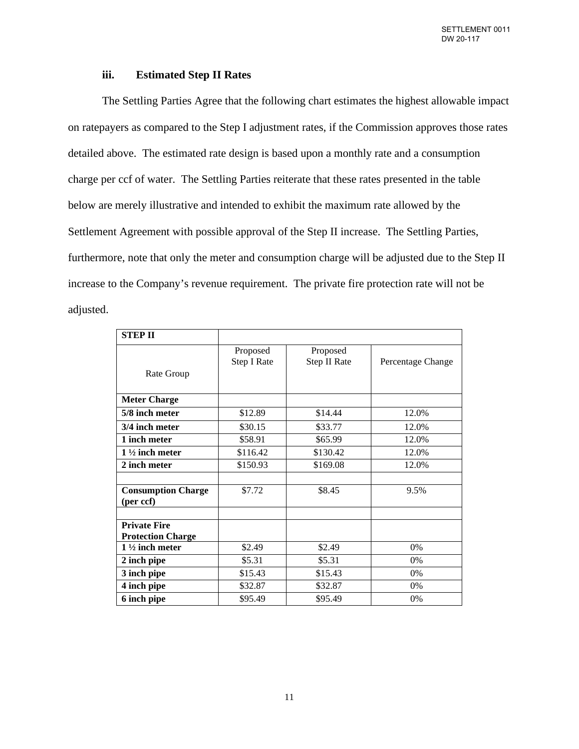### iii. Estimated Step II Rates

The Settling Parties Agree that the following chart estimates the highest allowable impact on ratepayers as compared to the Step I adjustment rates, if the Commission approves those rates detailed above. The estimated rate design is based upon a monthly rate and a consumption charge per ccf of water. The Settling Parties reiterate that these rates presented in the table below are merely illustrative and intended to exhibit the maximum rate allowed by the Settlement Agreement with possible approval of the Step II increase. The Settling Parties, furthermore, note that only the meter and consumption charge will be adjusted due to the Step II increase to the Company's revenue requirement. The private fire protection rate will not be adjusted.

| **STEP II** | | | |
|---|---|---|---|
| Rate Group | Proposed Step I Rate | Proposed Step II Rate | Percentage Change |
| **Meter Charge** | | | |
| **5/8 inch meter** | $12.89 | $14.44 | 12.0% |
| **3/4 inch meter** | $30.15 | $33.77 | 12.0% |
| **1 inch meter** | $58.91 | $65.99 | 12.0% |
| **1 ½ inch meter** | $116.42 | $130.42 | 12.0% |
| **2 inch meter** | $150.93 | $169.08 | 12.0% |
| | | | |
| **Consumption Charge (per ccf)** | $7.72 | $8.45 | 9.5% |
| | | | |
| **Private Fire Protection Charge** | | | |
| **1 ½ inch meter** | $2.49 | $2.49 | 0% |
| **2 inch pipe** | $5.31 | $5.31 | 0% |
| **3 inch pipe** | $15.43 | $15.43 | 0% |
| **4 inch pipe** | $32.87 | $32.87 | 0% |
| **6 inch pipe** | $95.49 | $95.49 | 0% |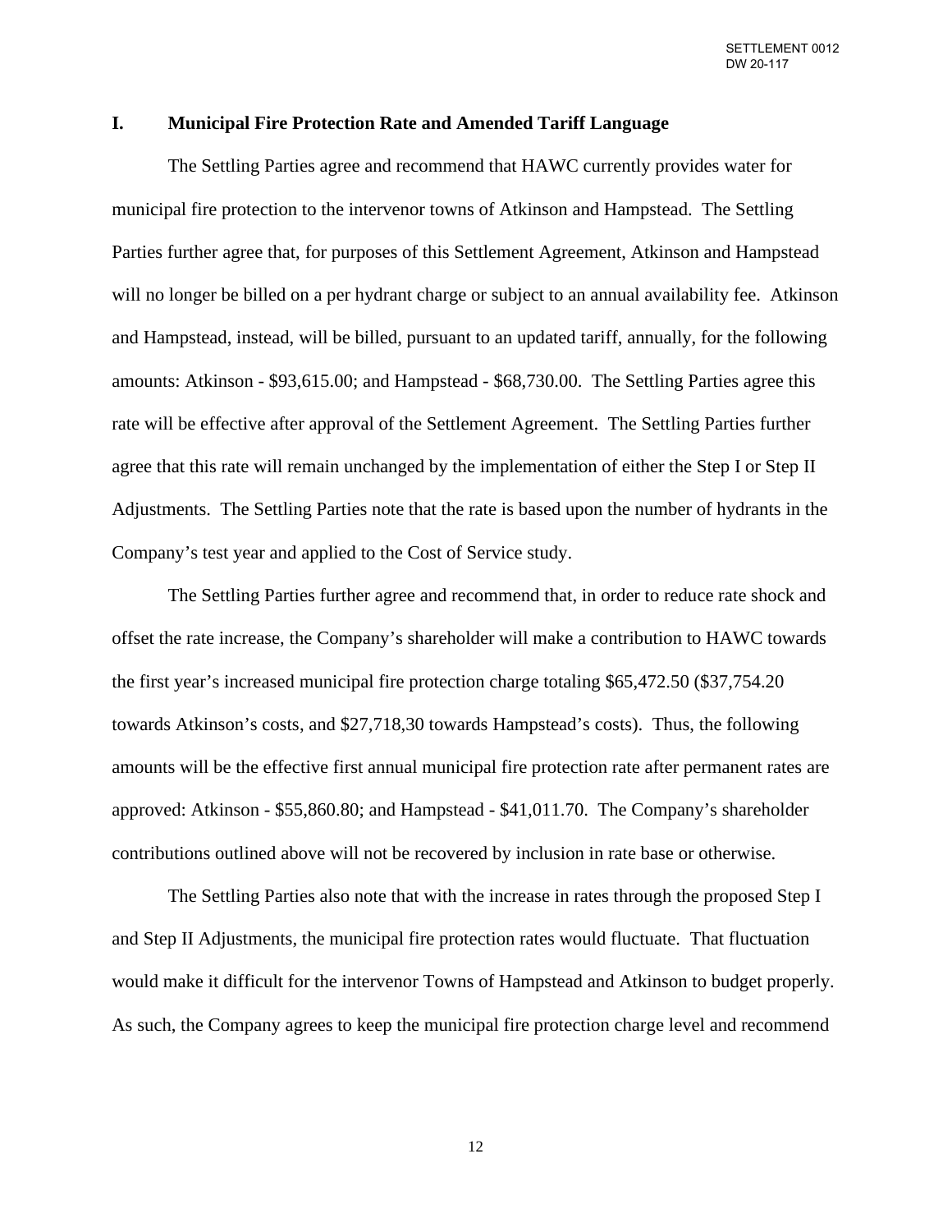## I. Municipal Fire Protection Rate and Amended Tariff Language

The Settling Parties agree and recommend that HAWC currently provides water for municipal fire protection to the intervenor towns of Atkinson and Hampstead. The Settling Parties further agree that, for purposes of this Settlement Agreement, Atkinson and Hampstead will no longer be billed on a per hydrant charge or subject to an annual availability fee. Atkinson and Hampstead, instead, will be billed, pursuant to an updated tariff, annually, for the following amounts: Atkinson - $93,615.00; and Hampstead - $68,730.00. The Settling Parties agree this rate will be effective after approval of the Settlement Agreement. The Settling Parties further agree that this rate will remain unchanged by the implementation of either the Step I or Step II Adjustments. The Settling Parties note that the rate is based upon the number of hydrants in the Company's test year and applied to the Cost of Service study.

The Settling Parties further agree and recommend that, in order to reduce rate shock and offset the rate increase, the Company's shareholder will make a contribution to HAWC towards the first year's increased municipal fire protection charge totaling $65,472.50 ($37,754.20 towards Atkinson's costs, and $27,718,30 towards Hampstead's costs). Thus, the following amounts will be the effective first annual municipal fire protection rate after permanent rates are approved: Atkinson - $55,860.80; and Hampstead - $41,011.70. The Company's shareholder contributions outlined above will not be recovered by inclusion in rate base or otherwise.

The Settling Parties also note that with the increase in rates through the proposed Step I and Step II Adjustments, the municipal fire protection rates would fluctuate. That fluctuation would make it difficult for the intervenor Towns of Hampstead and Atkinson to budget properly. As such, the Company agrees to keep the municipal fire protection charge level and recommend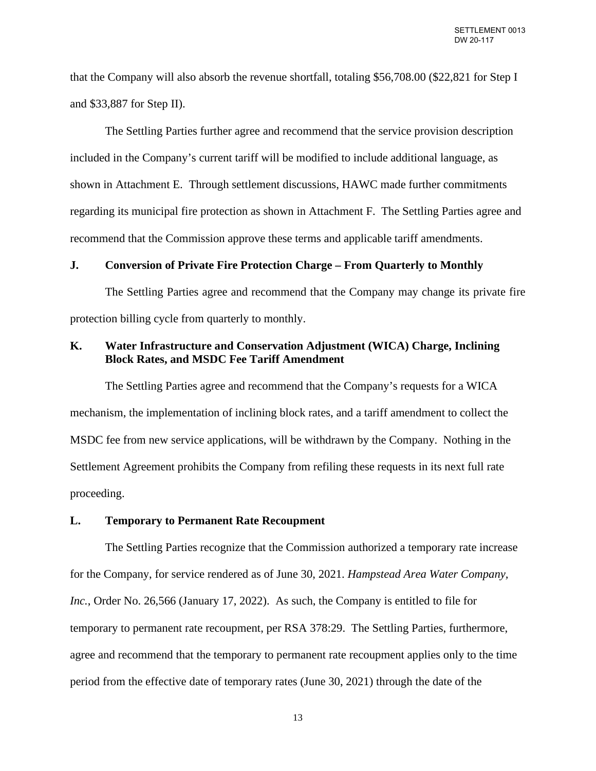that the Company will also absorb the revenue shortfall, totaling $56,708.00 ($22,821 for Step I and $33,887 for Step II).

The Settling Parties further agree and recommend that the service provision description included in the Company's current tariff will be modified to include additional language, as shown in Attachment E. Through settlement discussions, HAWC made further commitments regarding its municipal fire protection as shown in Attachment F. The Settling Parties agree and recommend that the Commission approve these terms and applicable tariff amendments.

### J. Conversion of Private Fire Protection Charge – From Quarterly to Monthly

The Settling Parties agree and recommend that the Company may change its private fire protection billing cycle from quarterly to monthly.

### K. Water Infrastructure and Conservation Adjustment (WICA) Charge, Inclining Block Rates, and MSDC Fee Tariff Amendment

The Settling Parties agree and recommend that the Company's requests for a WICA mechanism, the implementation of inclining block rates, and a tariff amendment to collect the MSDC fee from new service applications, will be withdrawn by the Company. Nothing in the Settlement Agreement prohibits the Company from refiling these requests in its next full rate proceeding.

### L. Temporary to Permanent Rate Recoupment

The Settling Parties recognize that the Commission authorized a temporary rate increase for the Company, for service rendered as of June 30, 2021. *Hampstead Area Water Company, Inc.*, Order No. 26,566 (January 17, 2022). As such, the Company is entitled to file for temporary to permanent rate recoupment, per RSA 378:29. The Settling Parties, furthermore, agree and recommend that the temporary to permanent rate recoupment applies only to the time period from the effective date of temporary rates (June 30, 2021) through the date of the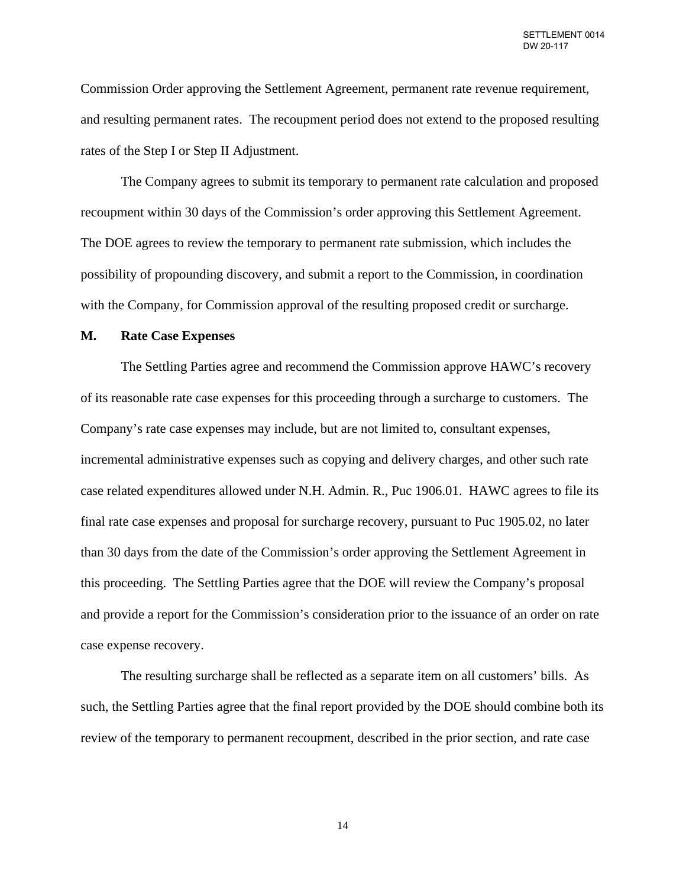Commission Order approving the Settlement Agreement, permanent rate revenue requirement, and resulting permanent rates. The recoupment period does not extend to the proposed resulting rates of the Step I or Step II Adjustment.

The Company agrees to submit its temporary to permanent rate calculation and proposed recoupment within 30 days of the Commission's order approving this Settlement Agreement. The DOE agrees to review the temporary to permanent rate submission, which includes the possibility of propounding discovery, and submit a report to the Commission, in coordination with the Company, for Commission approval of the resulting proposed credit or surcharge.

**M. Rate Case Expenses**

The Settling Parties agree and recommend the Commission approve HAWC's recovery of its reasonable rate case expenses for this proceeding through a surcharge to customers. The Company's rate case expenses may include, but are not limited to, consultant expenses, incremental administrative expenses such as copying and delivery charges, and other such rate case related expenditures allowed under N.H. Admin. R., Puc 1906.01. HAWC agrees to file its final rate case expenses and proposal for surcharge recovery, pursuant to Puc 1905.02, no later than 30 days from the date of the Commission's order approving the Settlement Agreement in this proceeding. The Settling Parties agree that the DOE will review the Company's proposal and provide a report for the Commission's consideration prior to the issuance of an order on rate case expense recovery.

The resulting surcharge shall be reflected as a separate item on all customers' bills. As such, the Settling Parties agree that the final report provided by the DOE should combine both its review of the temporary to permanent recoupment, described in the prior section, and rate case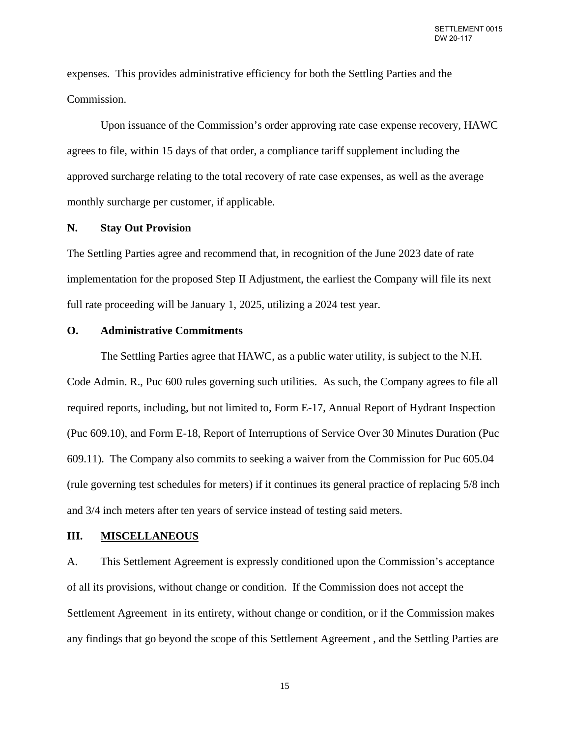expenses. This provides administrative efficiency for both the Settling Parties and the Commission.

Upon issuance of the Commission's order approving rate case expense recovery, HAWC agrees to file, within 15 days of that order, a compliance tariff supplement including the approved surcharge relating to the total recovery of rate case expenses, as well as the average monthly surcharge per customer, if applicable.

**N. Stay Out Provision**

The Settling Parties agree and recommend that, in recognition of the June 2023 date of rate implementation for the proposed Step II Adjustment, the earliest the Company will file its next full rate proceeding will be January 1, 2025, utilizing a 2024 test year.

**O. Administrative Commitments**

The Settling Parties agree that HAWC, as a public water utility, is subject to the N.H. Code Admin. R., Puc 600 rules governing such utilities. As such, the Company agrees to file all required reports, including, but not limited to, Form E-17, Annual Report of Hydrant Inspection (Puc 609.10), and Form E-18, Report of Interruptions of Service Over 30 Minutes Duration (Puc 609.11). The Company also commits to seeking a waiver from the Commission for Puc 605.04 (rule governing test schedules for meters) if it continues its general practice of replacing 5/8 inch and 3/4 inch meters after ten years of service instead of testing said meters.

## III. MISCELLANEOUS

A. This Settlement Agreement is expressly conditioned upon the Commission's acceptance of all its provisions, without change or condition. If the Commission does not accept the Settlement Agreement in its entirety, without change or condition, or if the Commission makes any findings that go beyond the scope of this Settlement Agreement , and the Settling Parties are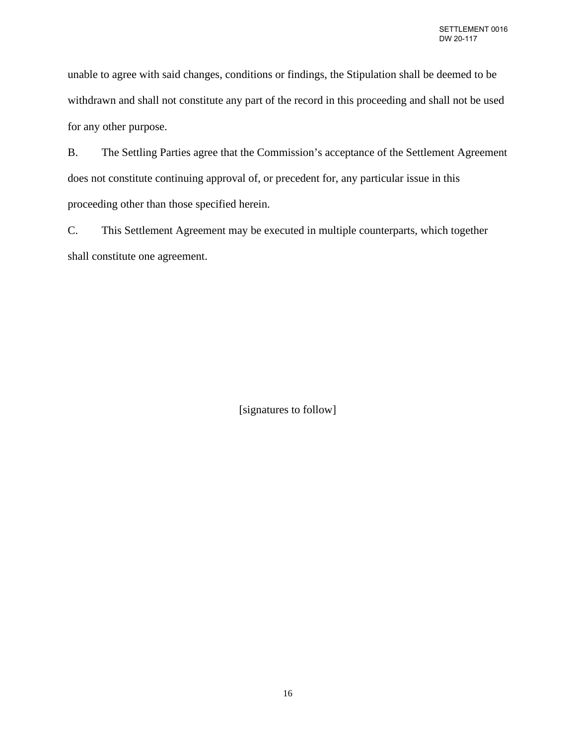unable to agree with said changes, conditions or findings, the Stipulation shall be deemed to be withdrawn and shall not constitute any part of the record in this proceeding and shall not be used for any other purpose.

B. The Settling Parties agree that the Commission's acceptance of the Settlement Agreement does not constitute continuing approval of, or precedent for, any particular issue in this proceeding other than those specified herein.

C. This Settlement Agreement may be executed in multiple counterparts, which together shall constitute one agreement.

[signatures to follow]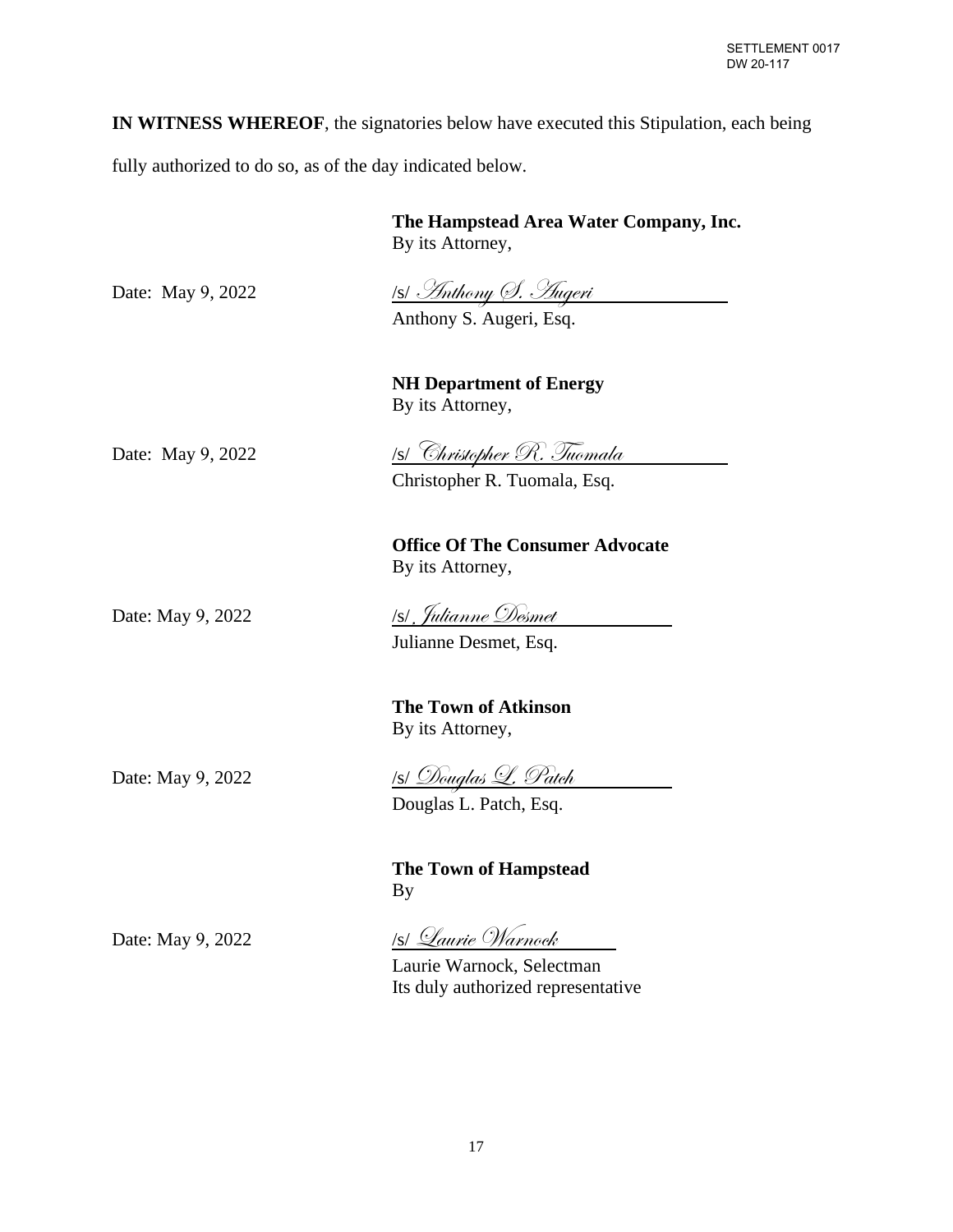**IN WITNESS WHEREOF**, the signatories below have executed this Stipulation, each being fully authorized to do so, as of the day indicated below.

**The Hampstead Area Water Company, Inc.**
By its Attorney,

Date: May 9, 2022

/s/ *Anthony S. Augeri*
Anthony S. Augeri, Esq.

**NH Department of Energy**
By its Attorney,

Date: May 9, 2022

/s/ *Christopher R. Tuomala*
Christopher R. Tuomala, Esq.

**Office Of The Consumer Advocate**
By its Attorney,

Date: May 9, 2022

/s/ *Julianne Desmet*
Julianne Desmet, Esq.

**The Town of Atkinson**
By its Attorney,

Date: May 9, 2022

/s/ *Douglas L. Patch*
Douglas L. Patch, Esq.

**The Town of Hampstead**
By

Date: May 9, 2022

/s/ *Laurie Warnock*
Laurie Warnock, Selectman
Its duly authorized representative